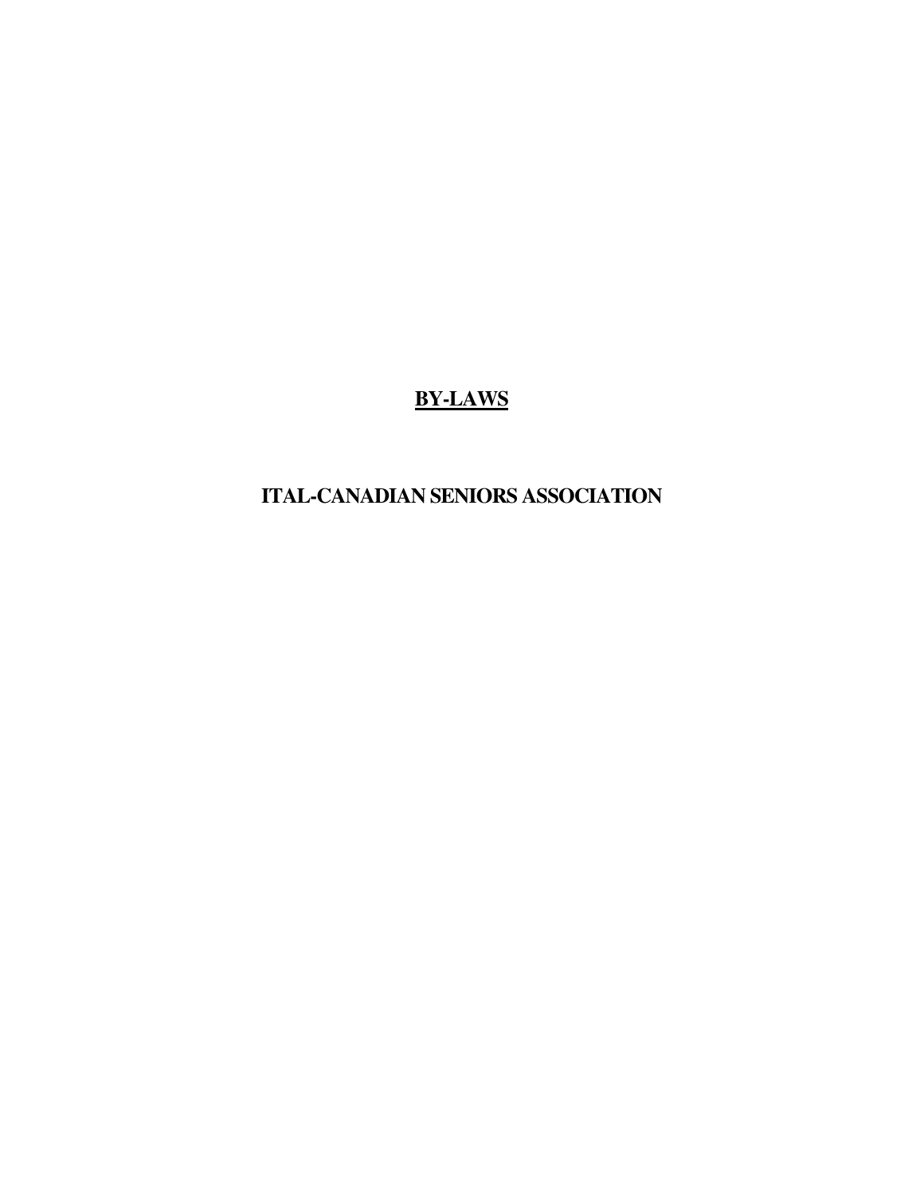# BY-LAWS

# ITAL-CANADIAN SENIORS ASSOCIATION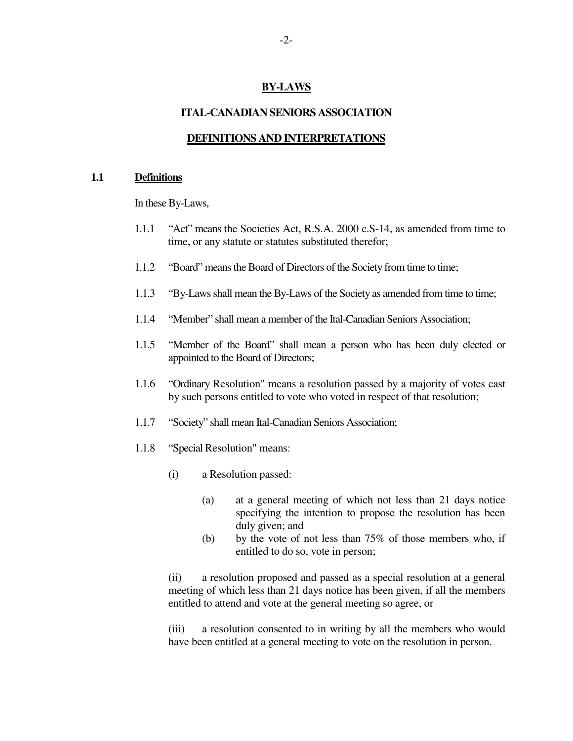# BY-LAWS

## ITAL-CANADIAN SENIORS ASSOCIATION

## DEFINITIONS AND INTERPRETATIONS

### 1.1 Definitions

In these By-Laws,

1.1.1 "Act" means the Societies Act, R.S.A. 2000 c.S-14, as amended from time to time, or any statute or statutes substituted therefor;

1.1.2 "Board" means the Board of Directors of the Society from time to time;

1.1.3 "By-Laws shall mean the By-Laws of the Society as amended from time to time;

1.1.4 "Member" shall mean a member of the Ital-Canadian Seniors Association;

1.1.5 "Member of the Board" shall mean a person who has been duly elected or appointed to the Board of Directors;

1.1.6 "Ordinary Resolution" means a resolution passed by a majority of votes cast by such persons entitled to vote who voted in respect of that resolution;

1.1.7 "Society" shall mean Ital-Canadian Seniors Association;

1.1.8 "Special Resolution" means:

- (i) a Resolution passed:
  - (a) at a general meeting of which not less than 21 days notice specifying the intention to propose the resolution has been duly given; and
  - (b) by the vote of not less than 75% of those members who, if entitled to do so, vote in person;

- (ii) a resolution proposed and passed as a special resolution at a general meeting of which less than 21 days notice has been given, if all the members entitled to attend and vote at the general meeting so agree, or

- (iii) a resolution consented to in writing by all the members who would have been entitled at a general meeting to vote on the resolution in person.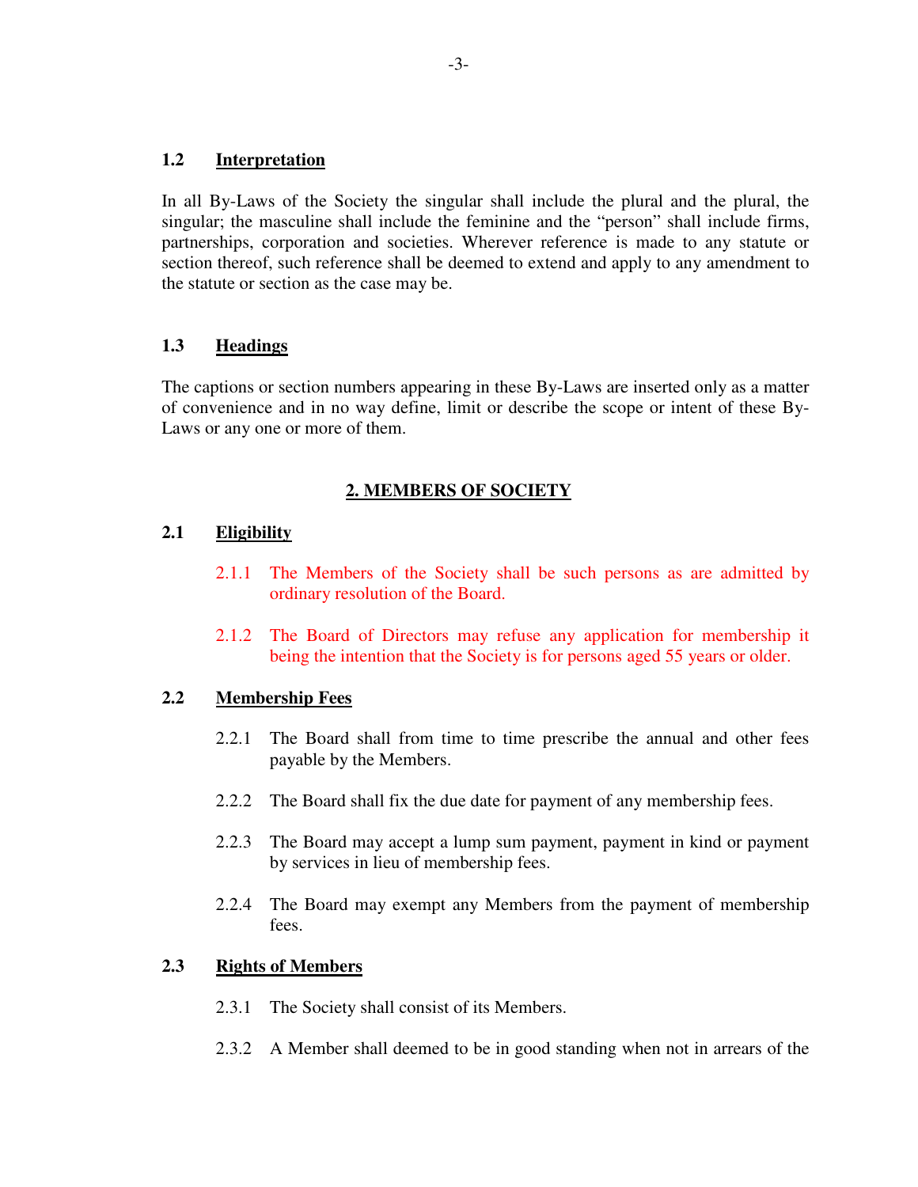### 1.2 Interpretation

In all By-Laws of the Society the singular shall include the plural and the plural, the singular; the masculine shall include the feminine and the "person" shall include firms, partnerships, corporation and societies. Wherever reference is made to any statute or section thereof, such reference shall be deemed to extend and apply to any amendment to the statute or section as the case may be.

### 1.3 Headings

The captions or section numbers appearing in these By-Laws are inserted only as a matter of convenience and in no way define, limit or describe the scope or intent of these By-Laws or any one or more of them.

## 2. MEMBERS OF SOCIETY

### 2.1 Eligibility

2.1.1 The Members of the Society shall be such persons as are admitted by ordinary resolution of the Board.

2.1.2 The Board of Directors may refuse any application for membership it being the intention that the Society is for persons aged 55 years or older.

### 2.2 Membership Fees

2.2.1 The Board shall from time to time prescribe the annual and other fees payable by the Members.

2.2.2 The Board shall fix the due date for payment of any membership fees.

2.2.3 The Board may accept a lump sum payment, payment in kind or payment by services in lieu of membership fees.

2.2.4 The Board may exempt any Members from the payment of membership fees.

### 2.3 Rights of Members

2.3.1 The Society shall consist of its Members.

2.3.2 A Member shall deemed to be in good standing when not in arrears of the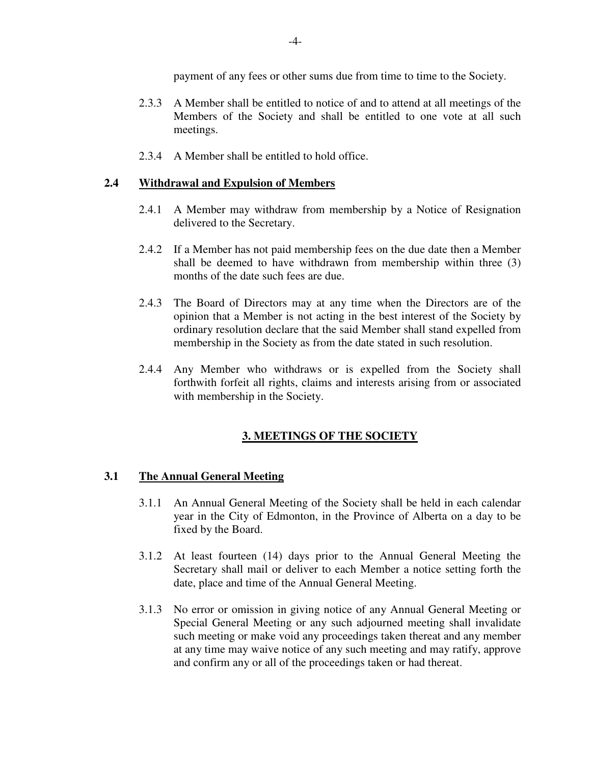payment of any fees or other sums due from time to time to the Society.

2.3.3 A Member shall be entitled to notice of and to attend at all meetings of the Members of the Society and shall be entitled to one vote at all such meetings.

2.3.4 A Member shall be entitled to hold office.

### 2.4 Withdrawal and Expulsion of Members

2.4.1 A Member may withdraw from membership by a Notice of Resignation delivered to the Secretary.

2.4.2 If a Member has not paid membership fees on the due date then a Member shall be deemed to have withdrawn from membership within three (3) months of the date such fees are due.

2.4.3 The Board of Directors may at any time when the Directors are of the opinion that a Member is not acting in the best interest of the Society by ordinary resolution declare that the said Member shall stand expelled from membership in the Society as from the date stated in such resolution.

2.4.4 Any Member who withdraws or is expelled from the Society shall forthwith forfeit all rights, claims and interests arising from or associated with membership in the Society.

## 3. MEETINGS OF THE SOCIETY

### 3.1 The Annual General Meeting

3.1.1 An Annual General Meeting of the Society shall be held in each calendar year in the City of Edmonton, in the Province of Alberta on a day to be fixed by the Board.

3.1.2 At least fourteen (14) days prior to the Annual General Meeting the Secretary shall mail or deliver to each Member a notice setting forth the date, place and time of the Annual General Meeting.

3.1.3 No error or omission in giving notice of any Annual General Meeting or Special General Meeting or any such adjourned meeting shall invalidate such meeting or make void any proceedings taken thereat and any member at any time may waive notice of any such meeting and may ratify, approve and confirm any or all of the proceedings taken or had thereat.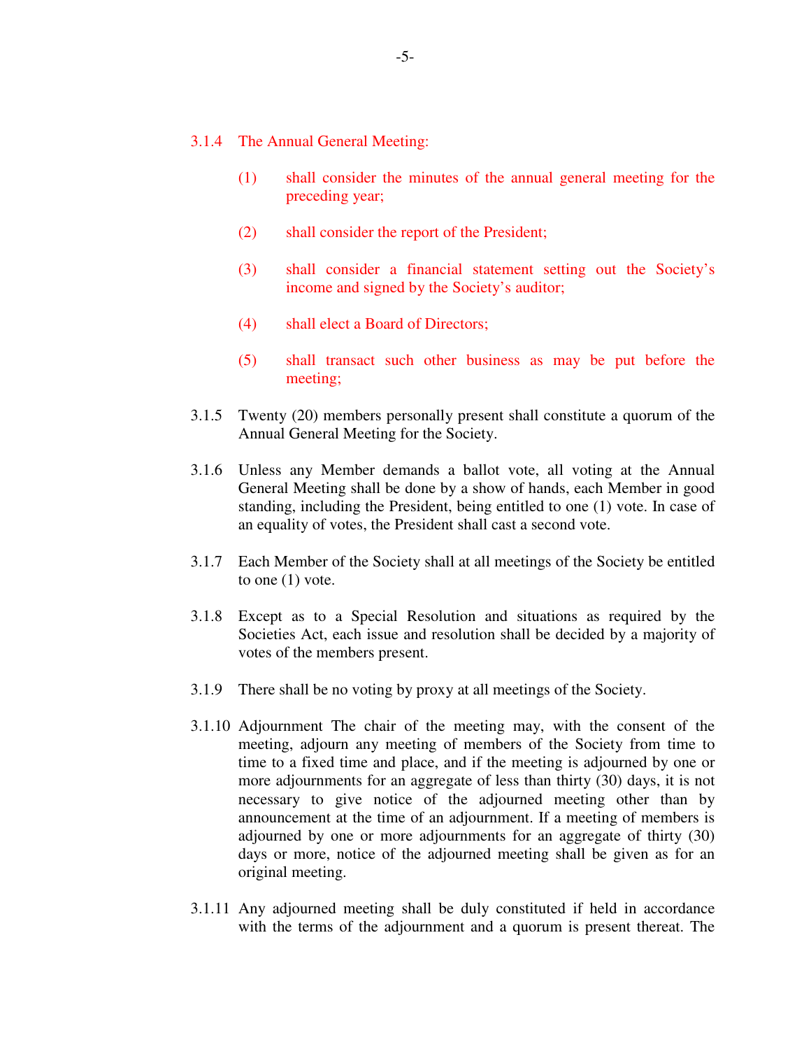3.1.4 The Annual General Meeting:

(1) shall consider the minutes of the annual general meeting for the preceding year;

(2) shall consider the report of the President;

(3) shall consider a financial statement setting out the Society's income and signed by the Society's auditor;

(4) shall elect a Board of Directors;

(5) shall transact such other business as may be put before the meeting;

3.1.5 Twenty (20) members personally present shall constitute a quorum of the Annual General Meeting for the Society.

3.1.6 Unless any Member demands a ballot vote, all voting at the Annual General Meeting shall be done by a show of hands, each Member in good standing, including the President, being entitled to one (1) vote. In case of an equality of votes, the President shall cast a second vote.

3.1.7 Each Member of the Society shall at all meetings of the Society be entitled to one (1) vote.

3.1.8 Except as to a Special Resolution and situations as required by the Societies Act, each issue and resolution shall be decided by a majority of votes of the members present.

3.1.9 There shall be no voting by proxy at all meetings of the Society.

3.1.10 Adjournment The chair of the meeting may, with the consent of the meeting, adjourn any meeting of members of the Society from time to time to a fixed time and place, and if the meeting is adjourned by one or more adjournments for an aggregate of less than thirty (30) days, it is not necessary to give notice of the adjourned meeting other than by announcement at the time of an adjournment. If a meeting of members is adjourned by one or more adjournments for an aggregate of thirty (30) days or more, notice of the adjourned meeting shall be given as for an original meeting.

3.1.11 Any adjourned meeting shall be duly constituted if held in accordance with the terms of the adjournment and a quorum is present thereat. The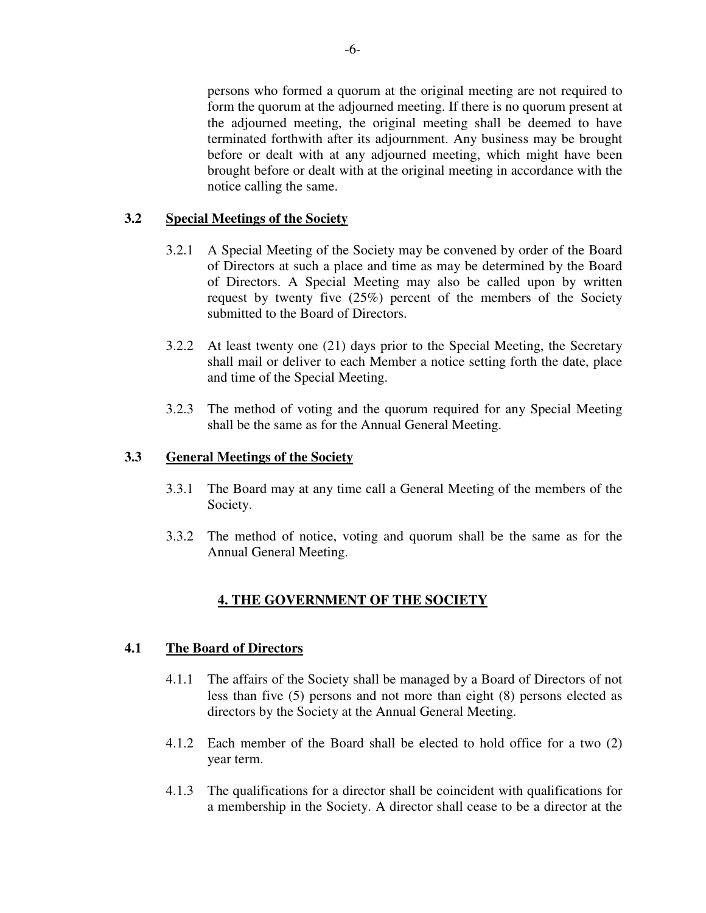persons who formed a quorum at the original meeting are not required to form the quorum at the adjourned meeting. If there is no quorum present at the adjourned meeting, the original meeting shall be deemed to have terminated forthwith after its adjournment. Any business may be brought before or dealt with at any adjourned meeting, which might have been brought before or dealt with at the original meeting in accordance with the notice calling the same.

### 3.2 Special Meetings of the Society

3.2.1 A Special Meeting of the Society may be convened by order of the Board of Directors at such a place and time as may be determined by the Board of Directors. A Special Meeting may also be called upon by written request by twenty five (25%) percent of the members of the Society submitted to the Board of Directors.

3.2.2 At least twenty one (21) days prior to the Special Meeting, the Secretary shall mail or deliver to each Member a notice setting forth the date, place and time of the Special Meeting.

3.2.3 The method of voting and the quorum required for any Special Meeting shall be the same as for the Annual General Meeting.

### 3.3 General Meetings of the Society

3.3.1 The Board may at any time call a General Meeting of the members of the Society.

3.3.2 The method of notice, voting and quorum shall be the same as for the Annual General Meeting.

## 4. THE GOVERNMENT OF THE SOCIETY

### 4.1 The Board of Directors

4.1.1 The affairs of the Society shall be managed by a Board of Directors of not less than five (5) persons and not more than eight (8) persons elected as directors by the Society at the Annual General Meeting.

4.1.2 Each member of the Board shall be elected to hold office for a two (2) year term.

4.1.3 The qualifications for a director shall be coincident with qualifications for a membership in the Society. A director shall cease to be a director at the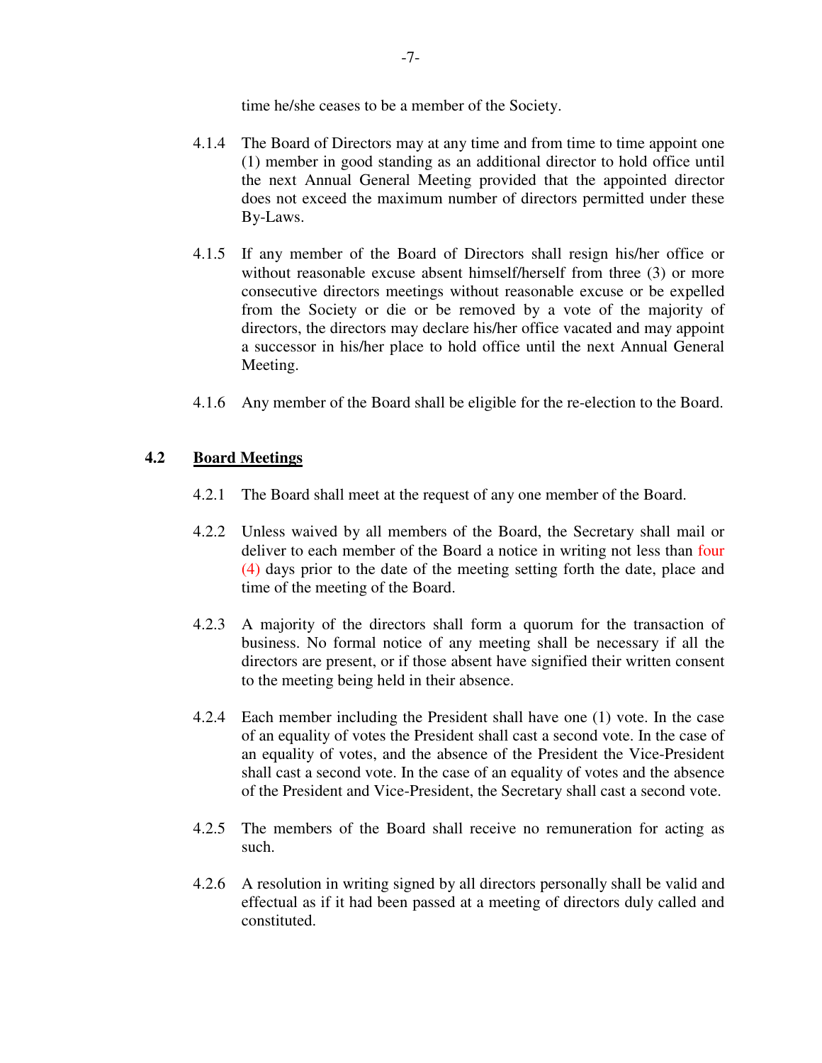time he/she ceases to be a member of the Society.

4.1.4 The Board of Directors may at any time and from time to time appoint one (1) member in good standing as an additional director to hold office until the next Annual General Meeting provided that the appointed director does not exceed the maximum number of directors permitted under these By-Laws.

4.1.5 If any member of the Board of Directors shall resign his/her office or without reasonable excuse absent himself/herself from three (3) or more consecutive directors meetings without reasonable excuse or be expelled from the Society or die or be removed by a vote of the majority of directors, the directors may declare his/her office vacated and may appoint a successor in his/her place to hold office until the next Annual General Meeting.

4.1.6 Any member of the Board shall be eligible for the re-election to the Board.

## 4.2 Board Meetings

4.2.1 The Board shall meet at the request of any one member of the Board.

4.2.2 Unless waived by all members of the Board, the Secretary shall mail or deliver to each member of the Board a notice in writing not less than four (4) days prior to the date of the meeting setting forth the date, place and time of the meeting of the Board.

4.2.3 A majority of the directors shall form a quorum for the transaction of business. No formal notice of any meeting shall be necessary if all the directors are present, or if those absent have signified their written consent to the meeting being held in their absence.

4.2.4 Each member including the President shall have one (1) vote. In the case of an equality of votes the President shall cast a second vote. In the case of an equality of votes, and the absence of the President the Vice-President shall cast a second vote. In the case of an equality of votes and the absence of the President and Vice-President, the Secretary shall cast a second vote.

4.2.5 The members of the Board shall receive no remuneration for acting as such.

4.2.6 A resolution in writing signed by all directors personally shall be valid and effectual as if it had been passed at a meeting of directors duly called and constituted.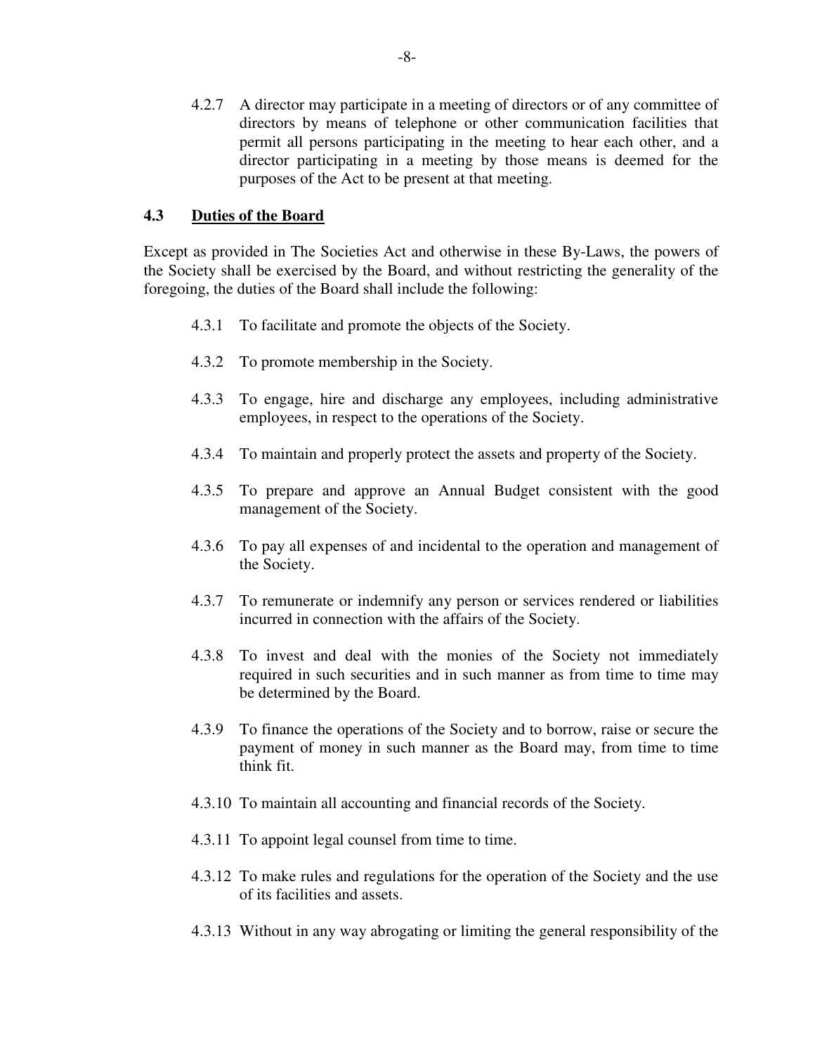4.2.7 A director may participate in a meeting of directors or of any committee of directors by means of telephone or other communication facilities that permit all persons participating in the meeting to hear each other, and a director participating in a meeting by those means is deemed for the purposes of the Act to be present at that meeting.

## 4.3 Duties of the Board

Except as provided in The Societies Act and otherwise in these By-Laws, the powers of the Society shall be exercised by the Board, and without restricting the generality of the foregoing, the duties of the Board shall include the following:

4.3.1 To facilitate and promote the objects of the Society.

4.3.2 To promote membership in the Society.

4.3.3 To engage, hire and discharge any employees, including administrative employees, in respect to the operations of the Society.

4.3.4 To maintain and properly protect the assets and property of the Society.

4.3.5 To prepare and approve an Annual Budget consistent with the good management of the Society.

4.3.6 To pay all expenses of and incidental to the operation and management of the Society.

4.3.7 To remunerate or indemnify any person or services rendered or liabilities incurred in connection with the affairs of the Society.

4.3.8 To invest and deal with the monies of the Society not immediately required in such securities and in such manner as from time to time may be determined by the Board.

4.3.9 To finance the operations of the Society and to borrow, raise or secure the payment of money in such manner as the Board may, from time to time think fit.

4.3.10 To maintain all accounting and financial records of the Society.

4.3.11 To appoint legal counsel from time to time.

4.3.12 To make rules and regulations for the operation of the Society and the use of its facilities and assets.

4.3.13 Without in any way abrogating or limiting the general responsibility of the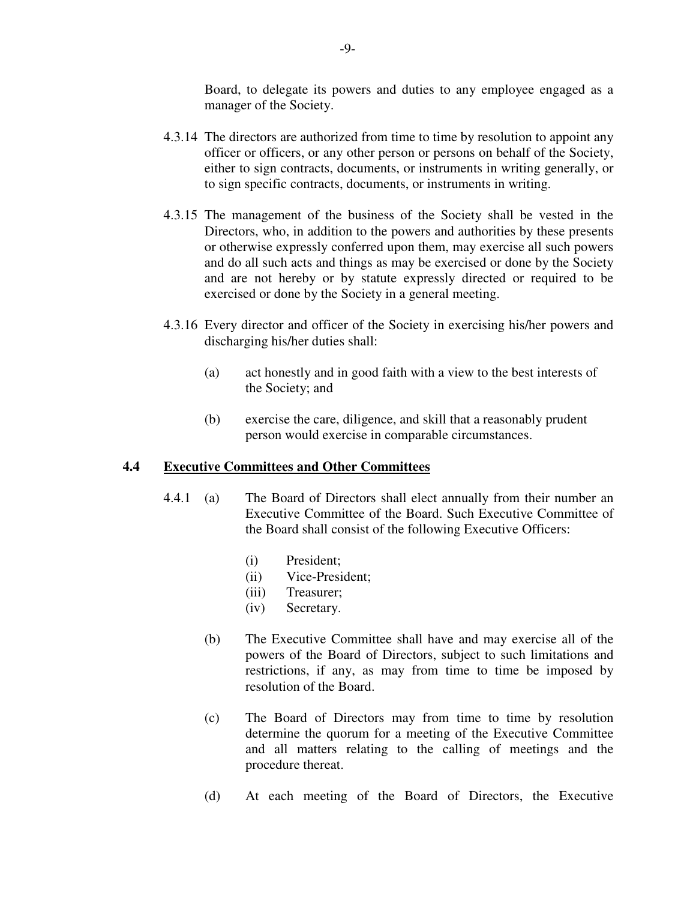Board, to delegate its powers and duties to any employee engaged as a manager of the Society.

4.3.14 The directors are authorized from time to time by resolution to appoint any officer or officers, or any other person or persons on behalf of the Society, either to sign contracts, documents, or instruments in writing generally, or to sign specific contracts, documents, or instruments in writing.

4.3.15 The management of the business of the Society shall be vested in the Directors, who, in addition to the powers and authorities by these presents or otherwise expressly conferred upon them, may exercise all such powers and do all such acts and things as may be exercised or done by the Society and are not hereby or by statute expressly directed or required to be exercised or done by the Society in a general meeting.

4.3.16 Every director and officer of the Society in exercising his/her powers and discharging his/her duties shall:

(a) act honestly and in good faith with a view to the best interests of the Society; and

(b) exercise the care, diligence, and skill that a reasonably prudent person would exercise in comparable circumstances.

## 4.4 Executive Committees and Other Committees

4.4.1 (a) The Board of Directors shall elect annually from their number an Executive Committee of the Board. Such Executive Committee of the Board shall consist of the following Executive Officers:

(i) President;
(ii) Vice-President;
(iii) Treasurer;
(iv) Secretary.

(b) The Executive Committee shall have and may exercise all of the powers of the Board of Directors, subject to such limitations and restrictions, if any, as may from time to time be imposed by resolution of the Board.

(c) The Board of Directors may from time to time by resolution determine the quorum for a meeting of the Executive Committee and all matters relating to the calling of meetings and the procedure thereat.

(d) At each meeting of the Board of Directors, the Executive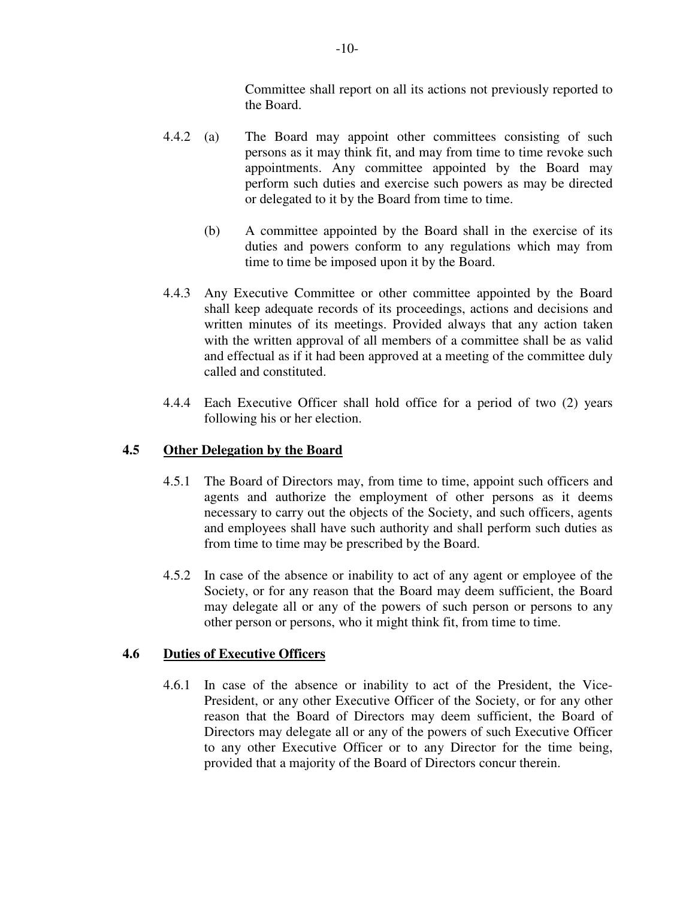Committee shall report on all its actions not previously reported to the Board.

4.4.2 (a) The Board may appoint other committees consisting of such persons as it may think fit, and may from time to time revoke such appointments. Any committee appointed by the Board may perform such duties and exercise such powers as may be directed or delegated to it by the Board from time to time.

(b) A committee appointed by the Board shall in the exercise of its duties and powers conform to any regulations which may from time to time be imposed upon it by the Board.

4.4.3 Any Executive Committee or other committee appointed by the Board shall keep adequate records of its proceedings, actions and decisions and written minutes of its meetings. Provided always that any action taken with the written approval of all members of a committee shall be as valid and effectual as if it had been approved at a meeting of the committee duly called and constituted.

4.4.4 Each Executive Officer shall hold office for a period of two (2) years following his or her election.

### 4.5 Other Delegation by the Board

4.5.1 The Board of Directors may, from time to time, appoint such officers and agents and authorize the employment of other persons as it deems necessary to carry out the objects of the Society, and such officers, agents and employees shall have such authority and shall perform such duties as from time to time may be prescribed by the Board.

4.5.2 In case of the absence or inability to act of any agent or employee of the Society, or for any reason that the Board may deem sufficient, the Board may delegate all or any of the powers of such person or persons to any other person or persons, who it might think fit, from time to time.

### 4.6 Duties of Executive Officers

4.6.1 In case of the absence or inability to act of the President, the Vice-President, or any other Executive Officer of the Society, or for any other reason that the Board of Directors may deem sufficient, the Board of Directors may delegate all or any of the powers of such Executive Officer to any other Executive Officer or to any Director for the time being, provided that a majority of the Board of Directors concur therein.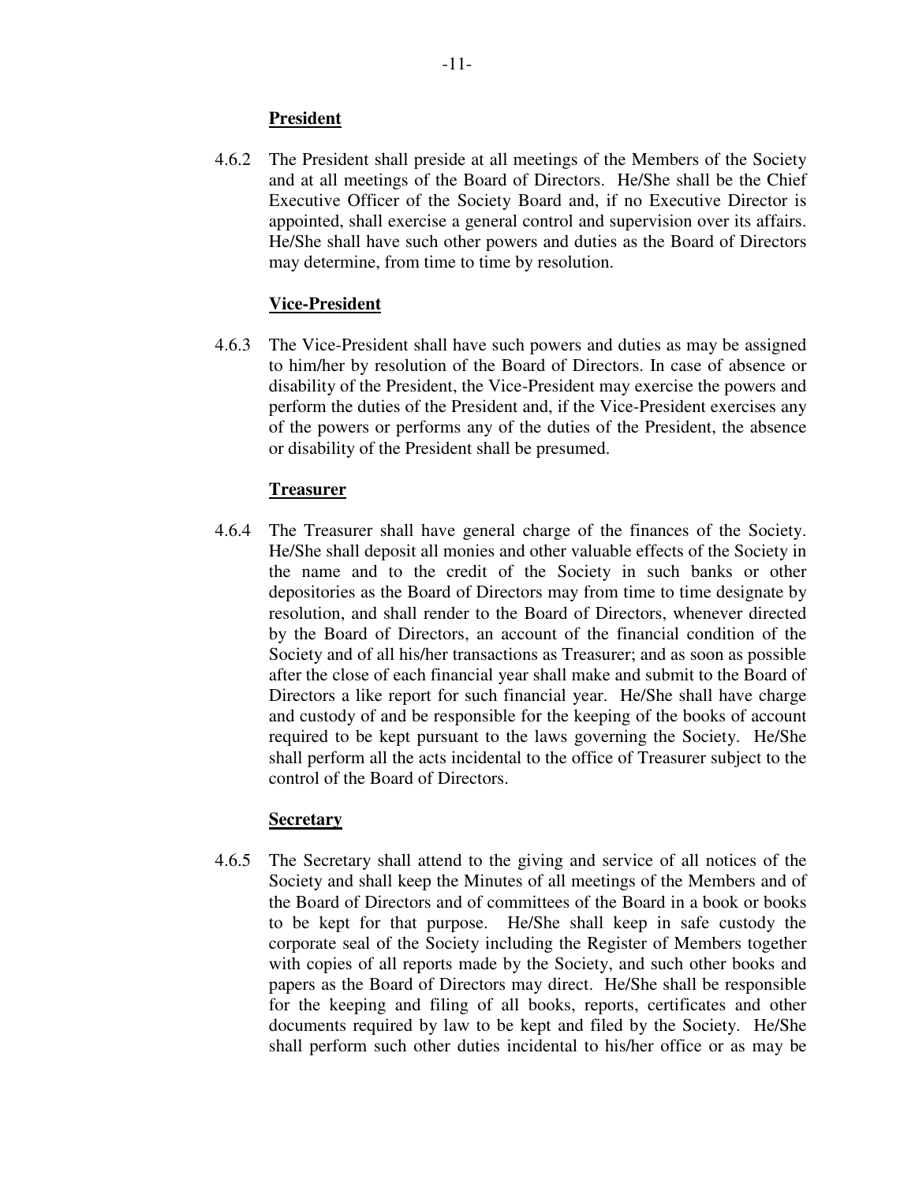**President**

4.6.2 The President shall preside at all meetings of the Members of the Society and at all meetings of the Board of Directors. He/She shall be the Chief Executive Officer of the Society Board and, if no Executive Director is appointed, shall exercise a general control and supervision over its affairs. He/She shall have such other powers and duties as the Board of Directors may determine, from time to time by resolution.

**Vice-President**

4.6.3 The Vice-President shall have such powers and duties as may be assigned to him/her by resolution of the Board of Directors. In case of absence or disability of the President, the Vice-President may exercise the powers and perform the duties of the President and, if the Vice-President exercises any of the powers or performs any of the duties of the President, the absence or disability of the President shall be presumed.

**Treasurer**

4.6.4 The Treasurer shall have general charge of the finances of the Society. He/She shall deposit all monies and other valuable effects of the Society in the name and to the credit of the Society in such banks or other depositories as the Board of Directors may from time to time designate by resolution, and shall render to the Board of Directors, whenever directed by the Board of Directors, an account of the financial condition of the Society and of all his/her transactions as Treasurer; and as soon as possible after the close of each financial year shall make and submit to the Board of Directors a like report for such financial year. He/She shall have charge and custody of and be responsible for the keeping of the books of account required to be kept pursuant to the laws governing the Society. He/She shall perform all the acts incidental to the office of Treasurer subject to the control of the Board of Directors.

**Secretary**

4.6.5 The Secretary shall attend to the giving and service of all notices of the Society and shall keep the Minutes of all meetings of the Members and of the Board of Directors and of committees of the Board in a book or books to be kept for that purpose. He/She shall keep in safe custody the corporate seal of the Society including the Register of Members together with copies of all reports made by the Society, and such other books and papers as the Board of Directors may direct. He/She shall be responsible for the keeping and filing of all books, reports, certificates and other documents required by law to be kept and filed by the Society. He/She shall perform such other duties incidental to his/her office or as may be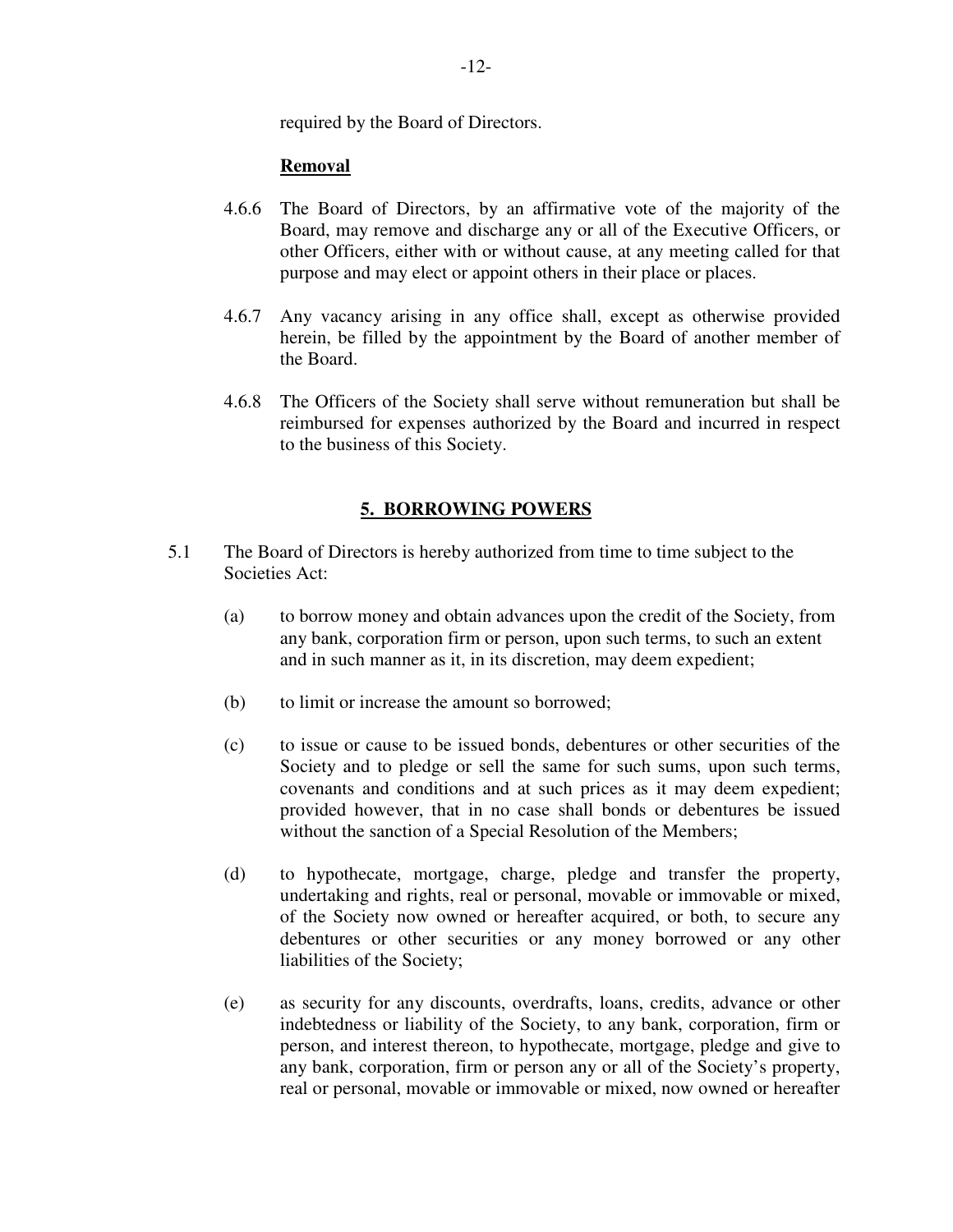required by the Board of Directors.

**Removal**

4.6.6 The Board of Directors, by an affirmative vote of the majority of the Board, may remove and discharge any or all of the Executive Officers, or other Officers, either with or without cause, at any meeting called for that purpose and may elect or appoint others in their place or places.

4.6.7 Any vacancy arising in any office shall, except as otherwise provided herein, be filled by the appointment by the Board of another member of the Board.

4.6.8 The Officers of the Society shall serve without remuneration but shall be reimbursed for expenses authorized by the Board and incurred in respect to the business of this Society.

## 5. BORROWING POWERS

5.1 The Board of Directors is hereby authorized from time to time subject to the Societies Act:

(a) to borrow money and obtain advances upon the credit of the Society, from any bank, corporation firm or person, upon such terms, to such an extent and in such manner as it, in its discretion, may deem expedient;

(b) to limit or increase the amount so borrowed;

(c) to issue or cause to be issued bonds, debentures or other securities of the Society and to pledge or sell the same for such sums, upon such terms, covenants and conditions and at such prices as it may deem expedient; provided however, that in no case shall bonds or debentures be issued without the sanction of a Special Resolution of the Members;

(d) to hypothecate, mortgage, charge, pledge and transfer the property, undertaking and rights, real or personal, movable or immovable or mixed, of the Society now owned or hereafter acquired, or both, to secure any debentures or other securities or any money borrowed or any other liabilities of the Society;

(e) as security for any discounts, overdrafts, loans, credits, advance or other indebtedness or liability of the Society, to any bank, corporation, firm or person, and interest thereon, to hypothecate, mortgage, pledge and give to any bank, corporation, firm or person any or all of the Society's property, real or personal, movable or immovable or mixed, now owned or hereafter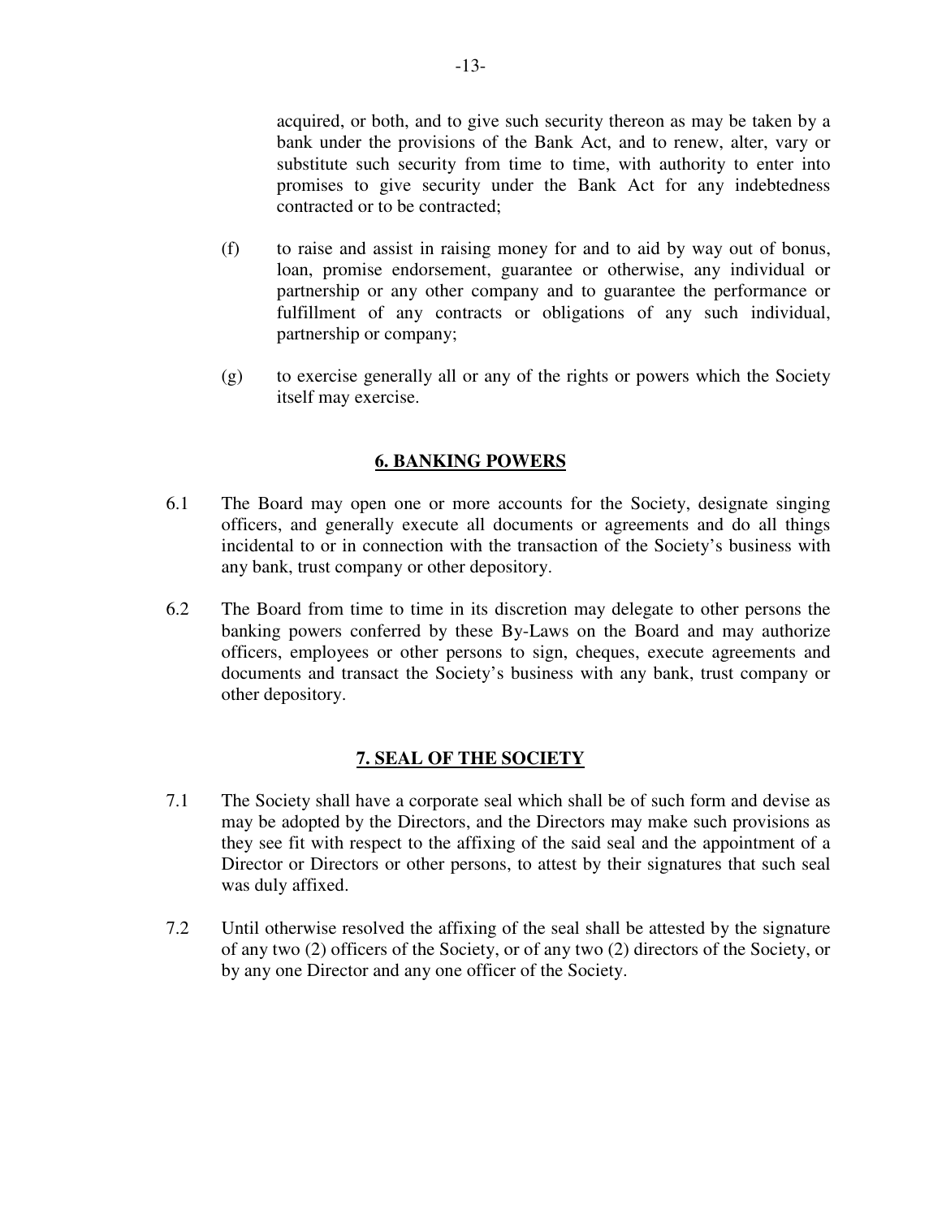acquired, or both, and to give such security thereon as may be taken by a bank under the provisions of the Bank Act, and to renew, alter, vary or substitute such security from time to time, with authority to enter into promises to give security under the Bank Act for any indebtedness contracted or to be contracted;

(f) to raise and assist in raising money for and to aid by way out of bonus, loan, promise endorsement, guarantee or otherwise, any individual or partnership or any other company and to guarantee the performance or fulfillment of any contracts or obligations of any such individual, partnership or company;

(g) to exercise generally all or any of the rights or powers which the Society itself may exercise.

## 6. BANKING POWERS

6.1 The Board may open one or more accounts for the Society, designate singing officers, and generally execute all documents or agreements and do all things incidental to or in connection with the transaction of the Society's business with any bank, trust company or other depository.

6.2 The Board from time to time in its discretion may delegate to other persons the banking powers conferred by these By-Laws on the Board and may authorize officers, employees or other persons to sign, cheques, execute agreements and documents and transact the Society's business with any bank, trust company or other depository.

## 7. SEAL OF THE SOCIETY

7.1 The Society shall have a corporate seal which shall be of such form and devise as may be adopted by the Directors, and the Directors may make such provisions as they see fit with respect to the affixing of the said seal and the appointment of a Director or Directors or other persons, to attest by their signatures that such seal was duly affixed.

7.2 Until otherwise resolved the affixing of the seal shall be attested by the signature of any two (2) officers of the Society, or of any two (2) directors of the Society, or by any one Director and any one officer of the Society.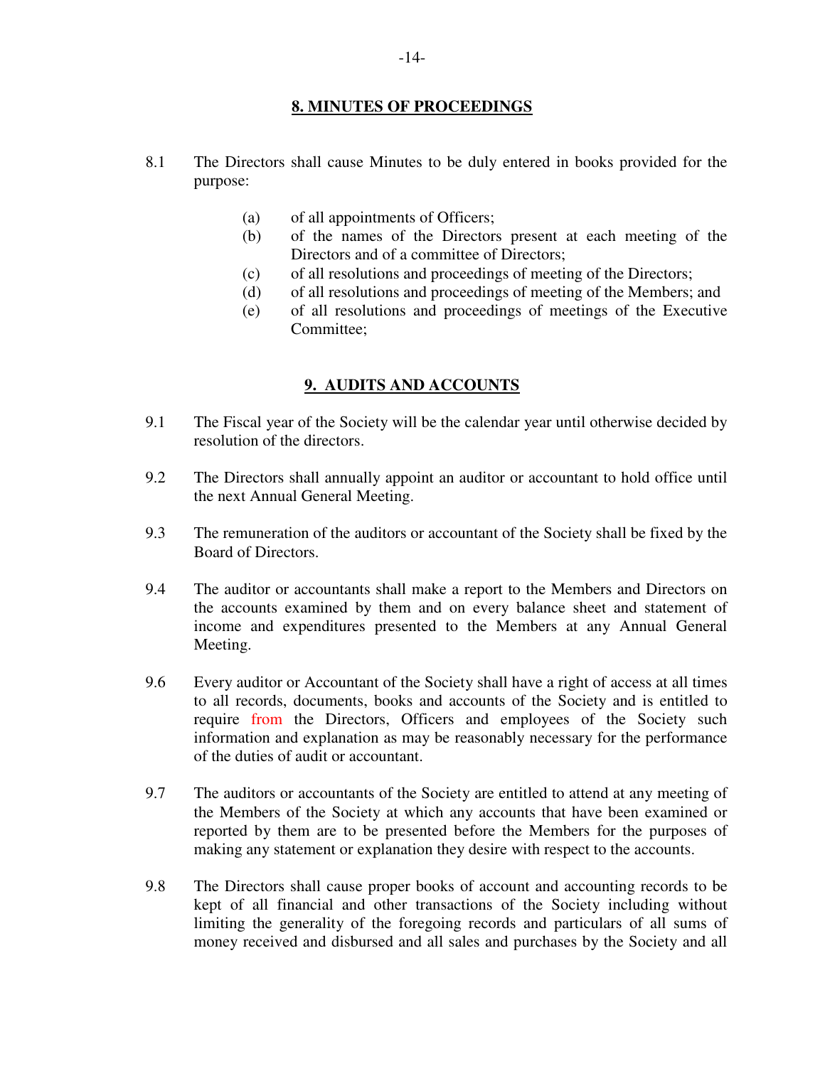## 8. MINUTES OF PROCEEDINGS

8.1 The Directors shall cause Minutes to be duly entered in books provided for the purpose:

- (a) of all appointments of Officers;
- (b) of the names of the Directors present at each meeting of the Directors and of a committee of Directors;
- (c) of all resolutions and proceedings of meeting of the Directors;
- (d) of all resolutions and proceedings of meeting of the Members; and
- (e) of all resolutions and proceedings of meetings of the Executive Committee;

## 9. AUDITS AND ACCOUNTS

9.1 The Fiscal year of the Society will be the calendar year until otherwise decided by resolution of the directors.

9.2 The Directors shall annually appoint an auditor or accountant to hold office until the next Annual General Meeting.

9.3 The remuneration of the auditors or accountant of the Society shall be fixed by the Board of Directors.

9.4 The auditor or accountants shall make a report to the Members and Directors on the accounts examined by them and on every balance sheet and statement of income and expenditures presented to the Members at any Annual General Meeting.

9.6 Every auditor or Accountant of the Society shall have a right of access at all times to all records, documents, books and accounts of the Society and is entitled to require from the Directors, Officers and employees of the Society such information and explanation as may be reasonably necessary for the performance of the duties of audit or accountant.

9.7 The auditors or accountants of the Society are entitled to attend at any meeting of the Members of the Society at which any accounts that have been examined or reported by them are to be presented before the Members for the purposes of making any statement or explanation they desire with respect to the accounts.

9.8 The Directors shall cause proper books of account and accounting records to be kept of all financial and other transactions of the Society including without limiting the generality of the foregoing records and particulars of all sums of money received and disbursed and all sales and purchases by the Society and all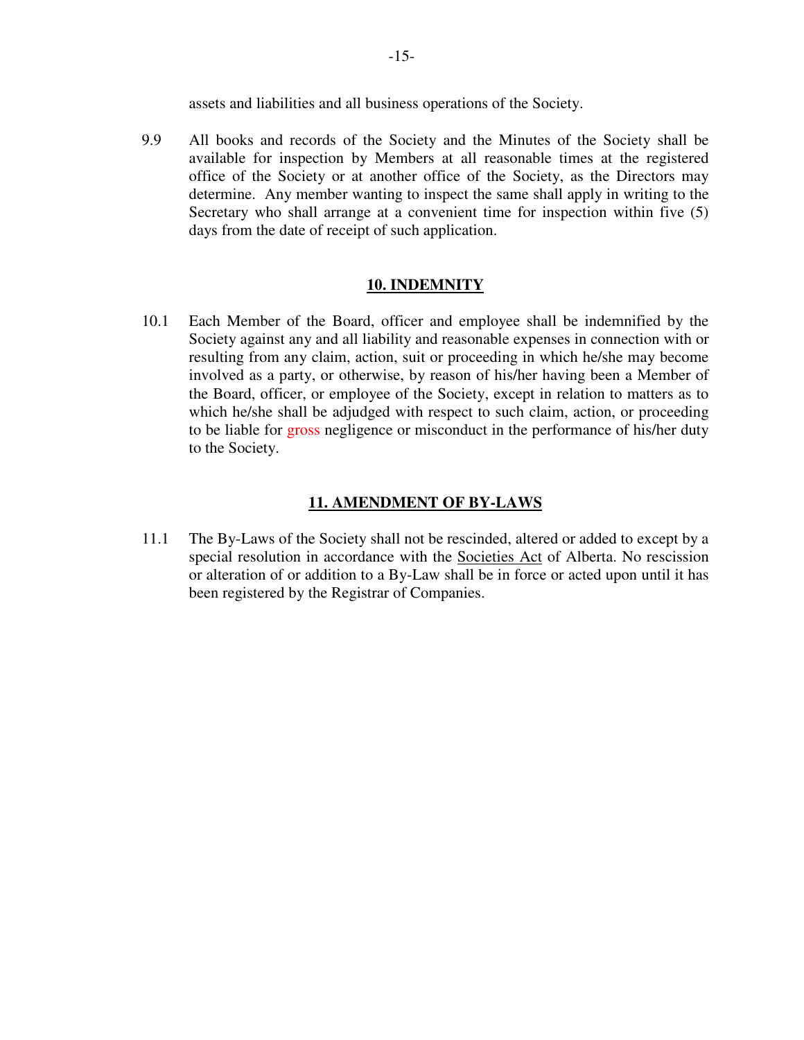assets and liabilities and all business operations of the Society.

9.9 All books and records of the Society and the Minutes of the Society shall be available for inspection by Members at all reasonable times at the registered office of the Society or at another office of the Society, as the Directors may determine. Any member wanting to inspect the same shall apply in writing to the Secretary who shall arrange at a convenient time for inspection within five (5) days from the date of receipt of such application.

## 10. INDEMNITY

10.1 Each Member of the Board, officer and employee shall be indemnified by the Society against any and all liability and reasonable expenses in connection with or resulting from any claim, action, suit or proceeding in which he/she may become involved as a party, or otherwise, by reason of his/her having been a Member of the Board, officer, or employee of the Society, except in relation to matters as to which he/she shall be adjudged with respect to such claim, action, or proceeding to be liable for gross negligence or misconduct in the performance of his/her duty to the Society.

## 11. AMENDMENT OF BY-LAWS

11.1 The By-Laws of the Society shall not be rescinded, altered or added to except by a special resolution in accordance with the Societies Act of Alberta. No rescission or alteration of or addition to a By-Law shall be in force or acted upon until it has been registered by the Registrar of Companies.